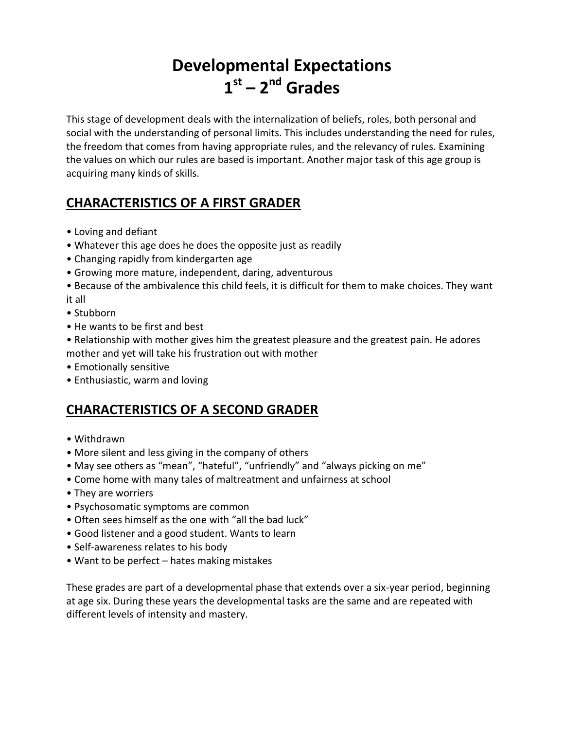# Developmental Expectations 1st – 2nd Grades

This stage of development deals with the internalization of beliefs, roles, both personal and social with the understanding of personal limits. This includes understanding the need for rules, the freedom that comes from having appropriate rules, and the relevancy of rules. Examining the values on which our rules are based is important. Another major task of this age group is acquiring many kinds of skills.

## CHARACTERISTICS OF A FIRST GRADER

- Loving and defiant
- Whatever this age does he does the opposite just as readily
- Changing rapidly from kindergarten age
- Growing more mature, independent, daring, adventurous
- Because of the ambivalence this child feels, it is difficult for them to make choices. They want it all
- Stubborn
- He wants to be first and best
- Relationship with mother gives him the greatest pleasure and the greatest pain. He adores mother and yet will take his frustration out with mother
- Emotionally sensitive
- Enthusiastic, warm and loving

## CHARACTERISTICS OF A SECOND GRADER

- Withdrawn
- More silent and less giving in the company of others
- May see others as "mean", "hateful", "unfriendly" and "always picking on me"
- Come home with many tales of maltreatment and unfairness at school
- They are worriers
- Psychosomatic symptoms are common
- Often sees himself as the one with "all the bad luck"
- Good listener and a good student. Wants to learn
- Self-awareness relates to his body
- Want to be perfect – hates making mistakes

These grades are part of a developmental phase that extends over a six-year period, beginning at age six. During these years the developmental tasks are the same and are repeated with different levels of intensity and mastery.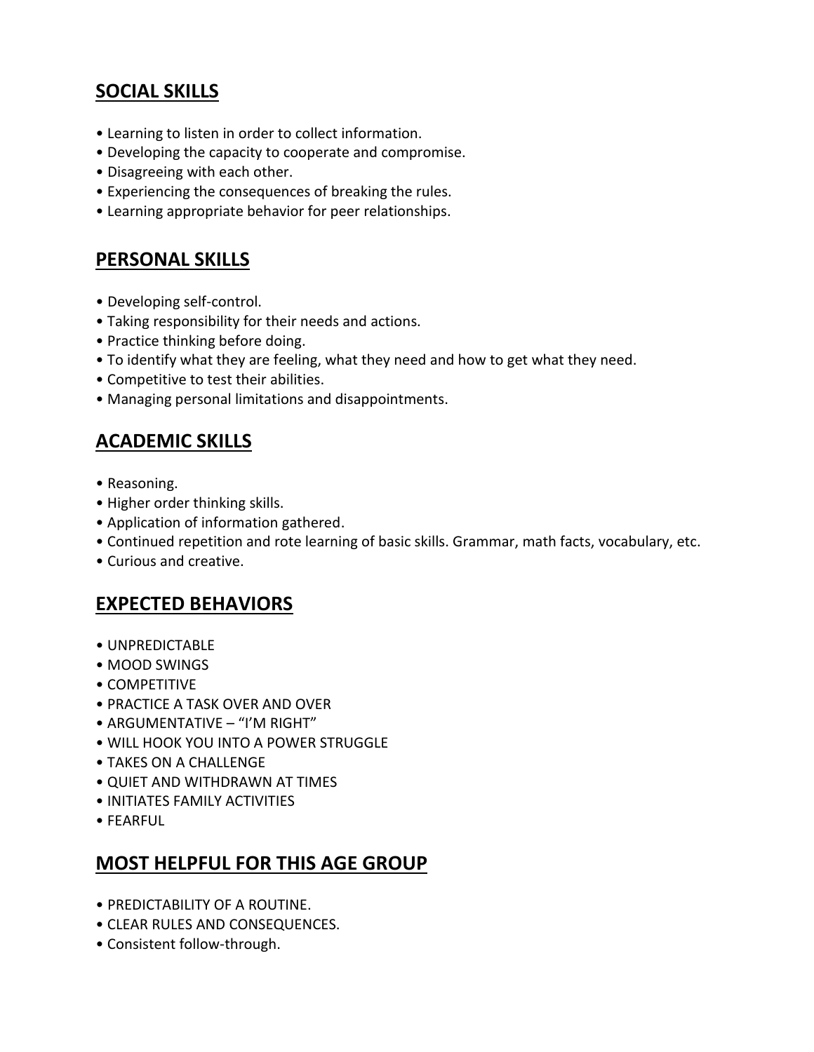## SOCIAL SKILLS

- Learning to listen in order to collect information.
- Developing the capacity to cooperate and compromise.
- Disagreeing with each other.
- Experiencing the consequences of breaking the rules.
- Learning appropriate behavior for peer relationships.

## PERSONAL SKILLS

- Developing self-control.
- Taking responsibility for their needs and actions.
- Practice thinking before doing.
- To identify what they are feeling, what they need and how to get what they need.
- Competitive to test their abilities.
- Managing personal limitations and disappointments.

## ACADEMIC SKILLS

- Reasoning.
- Higher order thinking skills.
- Application of information gathered.
- Continued repetition and rote learning of basic skills. Grammar, math facts, vocabulary, etc.
- Curious and creative.

## EXPECTED BEHAVIORS

- UNPREDICTABLE
- MOOD SWINGS
- COMPETITIVE
- PRACTICE A TASK OVER AND OVER
- ARGUMENTATIVE – "I'M RIGHT"
- WILL HOOK YOU INTO A POWER STRUGGLE
- TAKES ON A CHALLENGE
- QUIET AND WITHDRAWN AT TIMES
- INITIATES FAMILY ACTIVITIES
- FEARFUL

## MOST HELPFUL FOR THIS AGE GROUP

- PREDICTABILITY OF A ROUTINE.
- CLEAR RULES AND CONSEQUENCES.
- Consistent follow-through.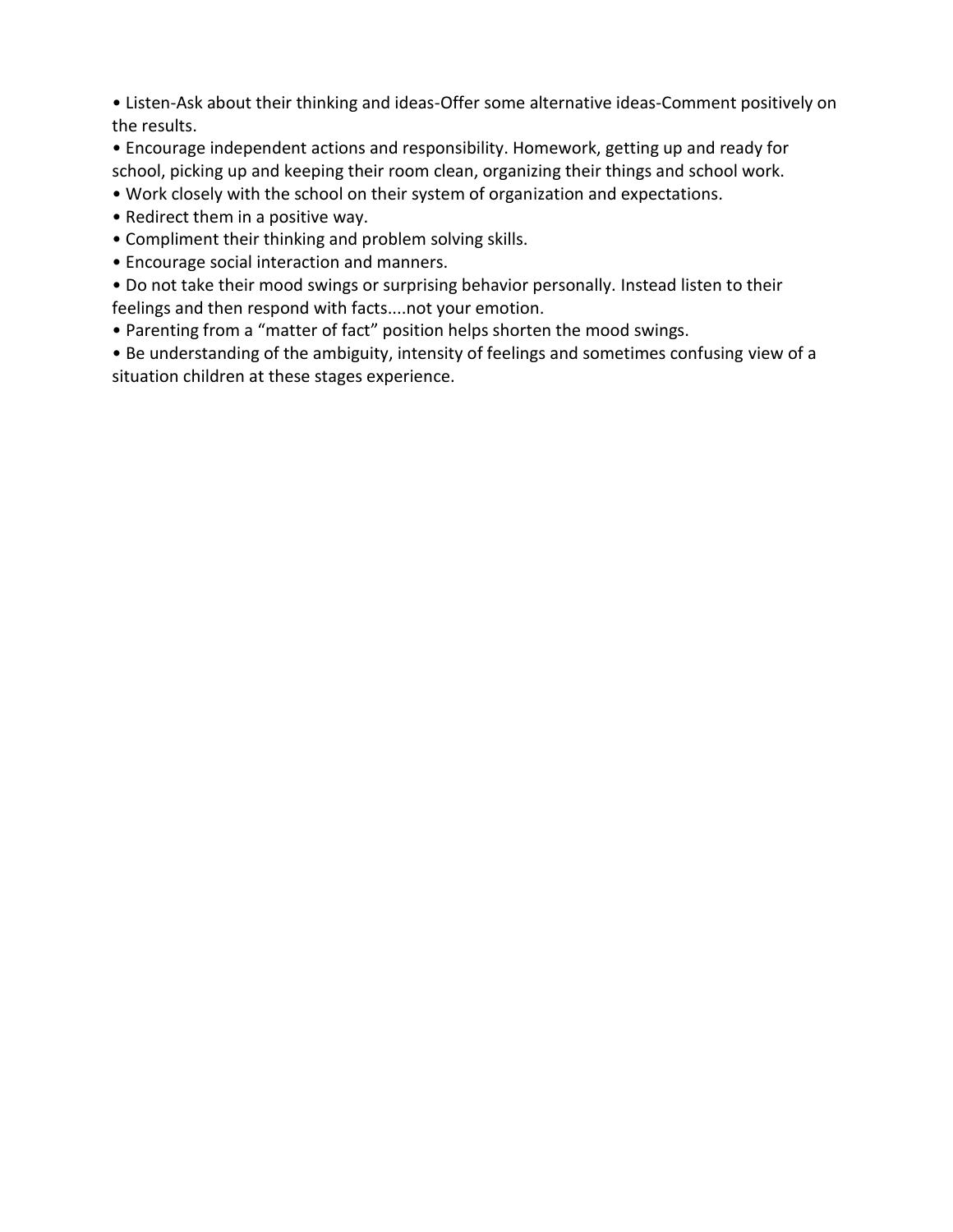- Listen-Ask about their thinking and ideas-Offer some alternative ideas-Comment positively on the results.
- Encourage independent actions and responsibility. Homework, getting up and ready for school, picking up and keeping their room clean, organizing their things and school work.
- Work closely with the school on their system of organization and expectations.
- Redirect them in a positive way.
- Compliment their thinking and problem solving skills.
- Encourage social interaction and manners.
- Do not take their mood swings or surprising behavior personally. Instead listen to their feelings and then respond with facts....not your emotion.
- Parenting from a "matter of fact" position helps shorten the mood swings.
- Be understanding of the ambiguity, intensity of feelings and sometimes confusing view of a situation children at these stages experience.